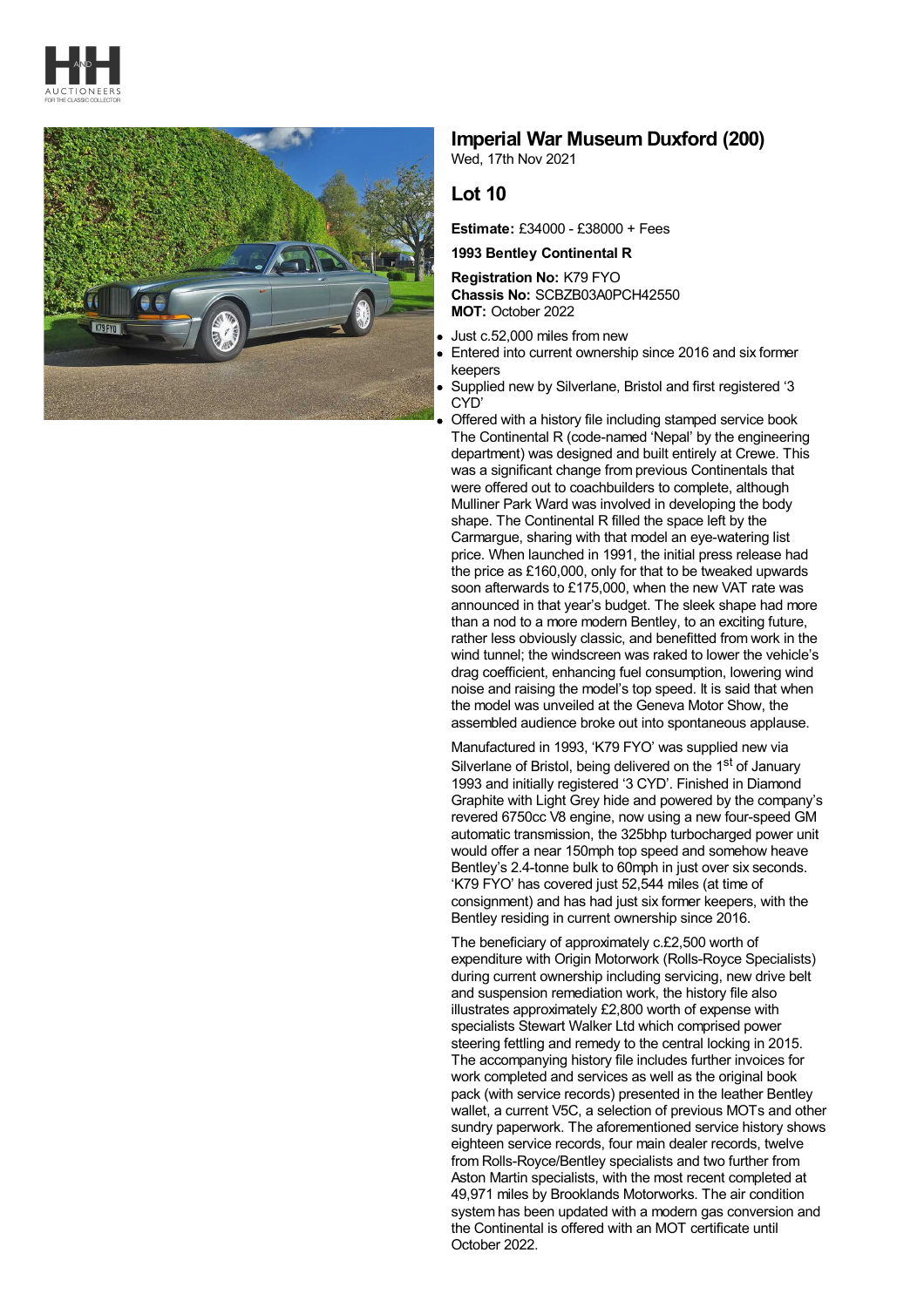# Imperial War Museum Duxford (200)

Wed, 17th Nov 2021

## Lot 10

**Estimate:** £34000 - £38000 + Fees

**1993 Bentley Continental R**

**Registration No:** K79 FYO
**Chassis No:** SCBZB03A0PCH42550
**MOT:** October 2022

- Just c.52,000 miles from new
- Entered into current ownership since 2016 and six former keepers
- Supplied new by Silverlane, Bristol and first registered '3 CYD'
- Offered with a history file including stamped service book

The Continental R (code-named 'Nepal' by the engineering department) was designed and built entirely at Crewe. This was a significant change from previous Continentals that were offered out to coachbuilders to complete, although Mulliner Park Ward was involved in developing the body shape. The Continental R filled the space left by the Carmargue, sharing with that model an eye-watering list price. When launched in 1991, the initial press release had the price as £160,000, only for that to be tweaked upwards soon afterwards to £175,000, when the new VAT rate was announced in that year's budget. The sleek shape had more than a nod to a more modern Bentley, to an exciting future, rather less obviously classic, and benefitted from work in the wind tunnel; the windscreen was raked to lower the vehicle's drag coefficient, enhancing fuel consumption, lowering wind noise and raising the model's top speed. It is said that when the model was unveiled at the Geneva Motor Show, the assembled audience broke out into spontaneous applause.

Manufactured in 1993, 'K79 FYO' was supplied new via Silverlane of Bristol, being delivered on the 1st of January 1993 and initially registered '3 CYD'. Finished in Diamond Graphite with Light Grey hide and powered by the company's revered 6750cc V8 engine, now using a new four-speed GM automatic transmission, the 325bhp turbocharged power unit would offer a near 150mph top speed and somehow heave Bentley's 2.4-tonne bulk to 60mph in just over six seconds. 'K79 FYO' has covered just 52,544 miles (at time of consignment) and has had just six former keepers, with the Bentley residing in current ownership since 2016.

The beneficiary of approximately c.£2,500 worth of expenditure with Origin Motorwork (Rolls-Royce Specialists) during current ownership including servicing, new drive belt and suspension remediation work, the history file also illustrates approximately £2,800 worth of expense with specialists Stewart Walker Ltd which comprised power steering fettling and remedy to the central locking in 2015. The accompanying history file includes further invoices for work completed and services as well as the original book pack (with service records) presented in the leather Bentley wallet, a current V5C, a selection of previous MOTs and other sundry paperwork. The aforementioned service history shows eighteen service records, four main dealer records, twelve from Rolls-Royce/Bentley specialists and two further from Aston Martin specialists, with the most recent completed at 49,971 miles by Brooklands Motorworks. The air condition system has been updated with a modern gas conversion and the Continental is offered with an MOT certificate until October 2022.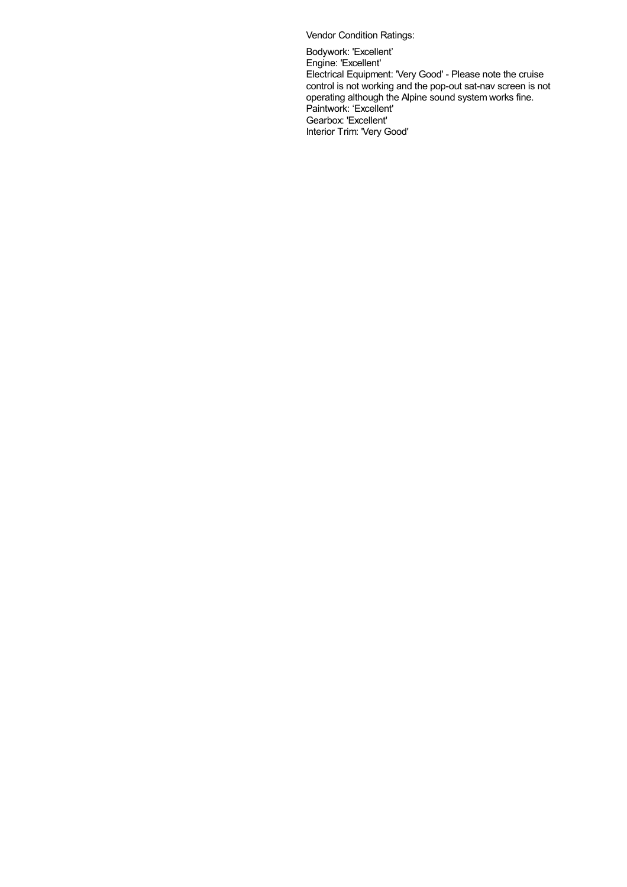Vendor Condition Ratings:

Bodywork: 'Excellent'
Engine: 'Excellent'
Electrical Equipment: 'Very Good' - Please note the cruise control is not working and the pop-out sat-nav screen is not operating although the Alpine sound system works fine.
Paintwork: 'Excellent'
Gearbox: 'Excellent'
Interior Trim: 'Very Good'